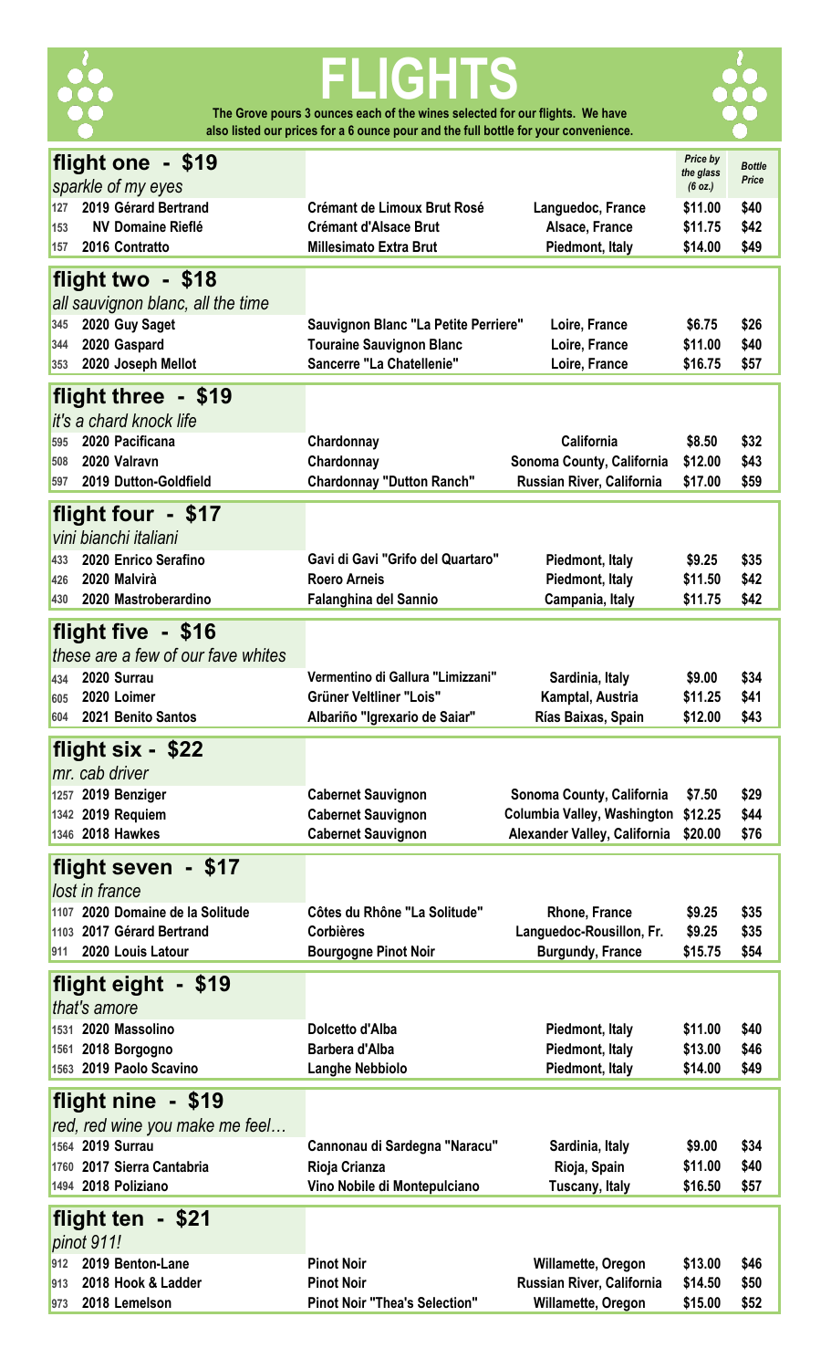# FLIGHTS

**The Grove pours 3 ounces each of the wines selected for our flights. We have also listed our prices for a 6 ounce pour and the full bottle for your convenience.**

| | | | | *Price by the glass (6 oz.)* | *Bottle Price* |
|---|---|---|---|---|---|
| **flight one - $19** *sparkle of my eyes* | | | | | |
| 127 | **2019 Gérard Bertrand** | **Crémant de Limoux Brut Rosé** | **Languedoc, France** | **$11.00** | **$40** |
| 153 | **NV Domaine Rieflé** | **Crémant d'Alsace Brut** | **Alsace, France** | **$11.75** | **$42** |
| 157 | **2016 Contratto** | **Millesimato Extra Brut** | **Piedmont, Italy** | **$14.00** | **$49** |
| **flight two - $18** *all sauvignon blanc, all the time* | | | | | |
| 345 | **2020 Guy Saget** | **Sauvignon Blanc "La Petite Perriere"** | **Loire, France** | **$6.75** | **$26** |
| 344 | **2020 Gaspard** | **Touraine Sauvignon Blanc** | **Loire, France** | **$11.00** | **$40** |
| 353 | **2020 Joseph Mellot** | **Sancerre "La Chatellenie"** | **Loire, France** | **$16.75** | **$57** |
| **flight three - $19** *it's a chard knock life* | | | | | |
| 595 | **2020 Pacificana** | **Chardonnay** | **California** | **$8.50** | **$32** |
| 508 | **2020 Valravn** | **Chardonnay** | **Sonoma County, California** | **$12.00** | **$43** |
| 597 | **2019 Dutton-Goldfield** | **Chardonnay "Dutton Ranch"** | **Russian River, California** | **$17.00** | **$59** |
| **flight four - $17** *vini bianchi italiani* | | | | | |
| 433 | **2020 Enrico Serafino** | **Gavi di Gavi "Grifo del Quartaro"** | **Piedmont, Italy** | **$9.25** | **$35** |
| 426 | **2020 Malvirà** | **Roero Arneis** | **Piedmont, Italy** | **$11.50** | **$42** |
| 430 | **2020 Mastroberardino** | **Falanghina del Sannio** | **Campania, Italy** | **$11.75** | **$42** |
| **flight five - $16** *these are a few of our fave whites* | | | | | |
| 434 | **2020 Surrau** | **Vermentino di Gallura "Limizzani"** | **Sardinia, Italy** | **$9.00** | **$34** |
| 605 | **2020 Loimer** | **Grüner Veltliner "Lois"** | **Kamptal, Austria** | **$11.25** | **$41** |
| 604 | **2021 Benito Santos** | **Albariño "Igrexario de Saiar"** | **Rías Baixas, Spain** | **$12.00** | **$43** |
| **flight six - $22** *mr. cab driver* | | | | | |
| 1257 | **2019 Benziger** | **Cabernet Sauvignon** | **Sonoma County, California** | **$7.50** | **$29** |
| 1342 | **2019 Requiem** | **Cabernet Sauvignon** | **Columbia Valley, Washington** | **$12.25** | **$44** |
| 1346 | **2018 Hawkes** | **Cabernet Sauvignon** | **Alexander Valley, California** | **$20.00** | **$76** |
| **flight seven - $17** *lost in france* | | | | | |
| 1107 | **2020 Domaine de la Solitude** | **Côtes du Rhône "La Solitude"** | **Rhone, France** | **$9.25** | **$35** |
| 1103 | **2017 Gérard Bertrand** | **Corbières** | **Languedoc-Rousillon, Fr.** | **$9.25** | **$35** |
| 911 | **2020 Louis Latour** | **Bourgogne Pinot Noir** | **Burgundy, France** | **$15.75** | **$54** |
| **flight eight - $19** *that's amore* | | | | | |
| 1531 | **2020 Massolino** | **Dolcetto d'Alba** | **Piedmont, Italy** | **$11.00** | **$40** |
| 1561 | **2018 Borgogno** | **Barbera d'Alba** | **Piedmont, Italy** | **$13.00** | **$46** |
| 1563 | **2019 Paolo Scavino** | **Langhe Nebbiolo** | **Piedmont, Italy** | **$14.00** | **$49** |
| **flight nine - $19** *red, red wine you make me feel…* | | | | | |
| 1564 | **2019 Surrau** | **Cannonau di Sardegna "Naracu"** | **Sardinia, Italy** | **$9.00** | **$34** |
| 1760 | **2017 Sierra Cantabria** | **Rioja Crianza** | **Rioja, Spain** | **$11.00** | **$40** |
| 1494 | **2018 Poliziano** | **Vino Nobile di Montepulciano** | **Tuscany, Italy** | **$16.50** | **$57** |
| **flight ten - $21** *pinot 911!* | | | | | |
| 912 | **2019 Benton-Lane** | **Pinot Noir** | **Willamette, Oregon** | **$13.00** | **$46** |
| 913 | **2018 Hook & Ladder** | **Pinot Noir** | **Russian River, California** | **$14.50** | **$50** |
| 973 | **2018 Lemelson** | **Pinot Noir "Thea's Selection"** | **Willamette, Oregon** | **$15.00** | **$52** |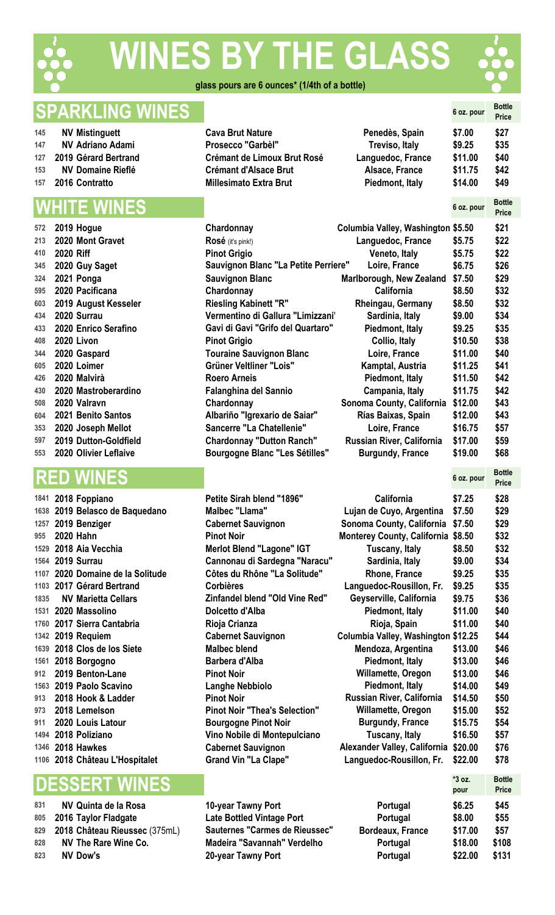# WINES BY THE GLASS

**glass pours are 6 ounces* (1/4th of a bottle)**

## SPARKLING WINES

| # | Producer | Wine | Region | 6 oz. pour | Bottle Price |
|---|---|---|---|---|---|
| 145 | NV Mistinguett | Cava Brut Nature | Penedès, Spain | $7.00 | $27 |
| 147 | NV Adriano Adami | Prosecco "Garbèl" | Treviso, Italy | $9.25 | $35 |
| 127 | 2019 Gérard Bertrand | Crémant de Limoux Brut Rosé | Languedoc, France | $11.00 | $40 |
| 153 | NV Domaine Rieflé | Crémant d'Alsace Brut | Alsace, France | $11.75 | $42 |
| 157 | 2016 Contratto | Millesimato Extra Brut | Piedmont, Italy | $14.00 | $49 |

## WHITE WINES

| # | Producer | Wine | Region | 6 oz. pour | Bottle Price |
|---|---|---|---|---|---|
| 572 | 2019 Hogue | Chardonnay | Columbia Valley, Washington | $5.50 | $21 |
| 213 | 2020 Mont Gravet | Rosé (it's pink!) | Languedoc, France | $5.75 | $22 |
| 410 | 2020 Riff | Pinot Grigio | Veneto, Italy | $5.75 | $22 |
| 345 | 2020 Guy Saget | Sauvignon Blanc "La Petite Perriere" | Loire, France | $6.75 | $26 |
| 324 | 2021 Ponga | Sauvignon Blanc | Marlborough, New Zealand | $7.50 | $29 |
| 595 | 2020 Pacificana | Chardonnay | California | $8.50 | $32 |
| 603 | 2019 August Kesseler | Riesling Kabinett "R" | Rheingau, Germany | $8.50 | $32 |
| 434 | 2020 Surrau | Vermentino di Gallura "Limizzani" | Sardinia, Italy | $9.00 | $34 |
| 433 | 2020 Enrico Serafino | Gavi di Gavi "Grifo del Quartaro" | Piedmont, Italy | $9.25 | $35 |
| 408 | 2020 Livon | Pinot Grigio | Collio, Italy | $10.50 | $38 |
| 344 | 2020 Gaspard | Touraine Sauvignon Blanc | Loire, France | $11.00 | $40 |
| 605 | 2020 Loimer | Grüner Veltliner "Lois" | Kamptal, Austria | $11.25 | $41 |
| 426 | 2020 Malvirà | Roero Arneis | Piedmont, Italy | $11.50 | $42 |
| 430 | 2020 Mastroberardino | Falanghina del Sannio | Campania, Italy | $11.75 | $42 |
| 508 | 2020 Valravn | Chardonnay | Sonoma County, California | $12.00 | $43 |
| 604 | 2021 Benito Santos | Albariño "Igrexario de Saiar" | Rías Baixas, Spain | $12.00 | $43 |
| 353 | 2020 Joseph Mellot | Sancerre "La Chatellenie" | Loire, France | $16.75 | $57 |
| 597 | 2019 Dutton-Goldfield | Chardonnay "Dutton Ranch" | Russian River, California | $17.00 | $59 |
| 553 | 2020 Olivier Leflaive | Bourgogne Blanc "Les Sétilles" | Burgundy, France | $19.00 | $68 |

## RED WINES

| # | Producer | Wine | Region | 6 oz. pour | Bottle Price |
|---|---|---|---|---|---|
| 1841 | 2018 Foppiano | Petite Sirah blend "1896" | California | $7.25 | $28 |
| 1638 | 2019 Belasco de Baquedano | Malbec "Llama" | Lujan de Cuyo, Argentina | $7.50 | $29 |
| 1257 | 2019 Benziger | Cabernet Sauvignon | Sonoma County, California | $7.50 | $29 |
| 955 | 2020 Hahn | Pinot Noir | Monterey County, California | $8.50 | $32 |
| 1529 | 2018 Aia Vecchia | Merlot Blend "Lagone" IGT | Tuscany, Italy | $8.50 | $32 |
| 1564 | 2019 Surrau | Cannonau di Sardegna "Naracu" | Sardinia, Italy | $9.00 | $34 |
| 1107 | 2020 Domaine de la Solitude | Côtes du Rhône "La Solitude" | Rhone, France | $9.25 | $35 |
| 1103 | 2017 Gérard Bertrand | Corbières | Languedoc-Rousillon, Fr. | $9.25 | $35 |
| 1835 | NV Marietta Cellars | Zinfandel blend "Old Vine Red" | Geyserville, California | $9.75 | $36 |
| 1531 | 2020 Massolino | Dolcetto d'Alba | Piedmont, Italy | $11.00 | $40 |
| 1760 | 2017 Sierra Cantabria | Rioja Crianza | Rioja, Spain | $11.00 | $40 |
| 1342 | 2019 Requiem | Cabernet Sauvignon | Columbia Valley, Washington | $12.25 | $44 |
| 1639 | 2018 Clos de los Siete | Malbec blend | Mendoza, Argentina | $13.00 | $46 |
| 1561 | 2018 Borgogno | Barbera d'Alba | Piedmont, Italy | $13.00 | $46 |
| 912 | 2019 Benton-Lane | Pinot Noir | Willamette, Oregon | $13.00 | $46 |
| 1563 | 2019 Paolo Scavino | Langhe Nebbiolo | Piedmont, Italy | $14.00 | $49 |
| 913 | 2018 Hook & Ladder | Pinot Noir | Russian River, California | $14.50 | $50 |
| 973 | 2018 Lemelson | Pinot Noir "Thea's Selection" | Willamette, Oregon | $15.00 | $52 |
| 911 | 2020 Louis Latour | Bourgogne Pinot Noir | Burgundy, France | $15.75 | $54 |
| 1494 | 2018 Poliziano | Vino Nobile di Montepulciano | Tuscany, Italy | $16.50 | $57 |
| 1346 | 2018 Hawkes | Cabernet Sauvignon | Alexander Valley, California | $20.00 | $76 |
| 1106 | 2018 Château L'Hospitalet | Grand Vin "La Clape" | Languedoc-Rousillon, Fr. | $22.00 | $78 |

## DESSERT WINES

| # | Producer | Wine | Region | *3 oz. pour | Bottle Price |
|---|---|---|---|---|---|
| 831 | NV Quinta de la Rosa | 10-year Tawny Port | Portugal | $6.25 | $45 |
| 805 | 2016 Taylor Fladgate | Late Bottled Vintage Port | Portugal | $8.00 | $55 |
| 829 | 2018 Château Rieussec (375mL) | Sauternes "Carmes de Rieussec" | Bordeaux, France | $17.00 | $57 |
| 828 | NV The Rare Wine Co. | Madeira "Savannah" Verdelho | Portugal | $18.00 | $108 |
| 823 | NV Dow's | 20-year Tawny Port | Portugal | $22.00 | $131 |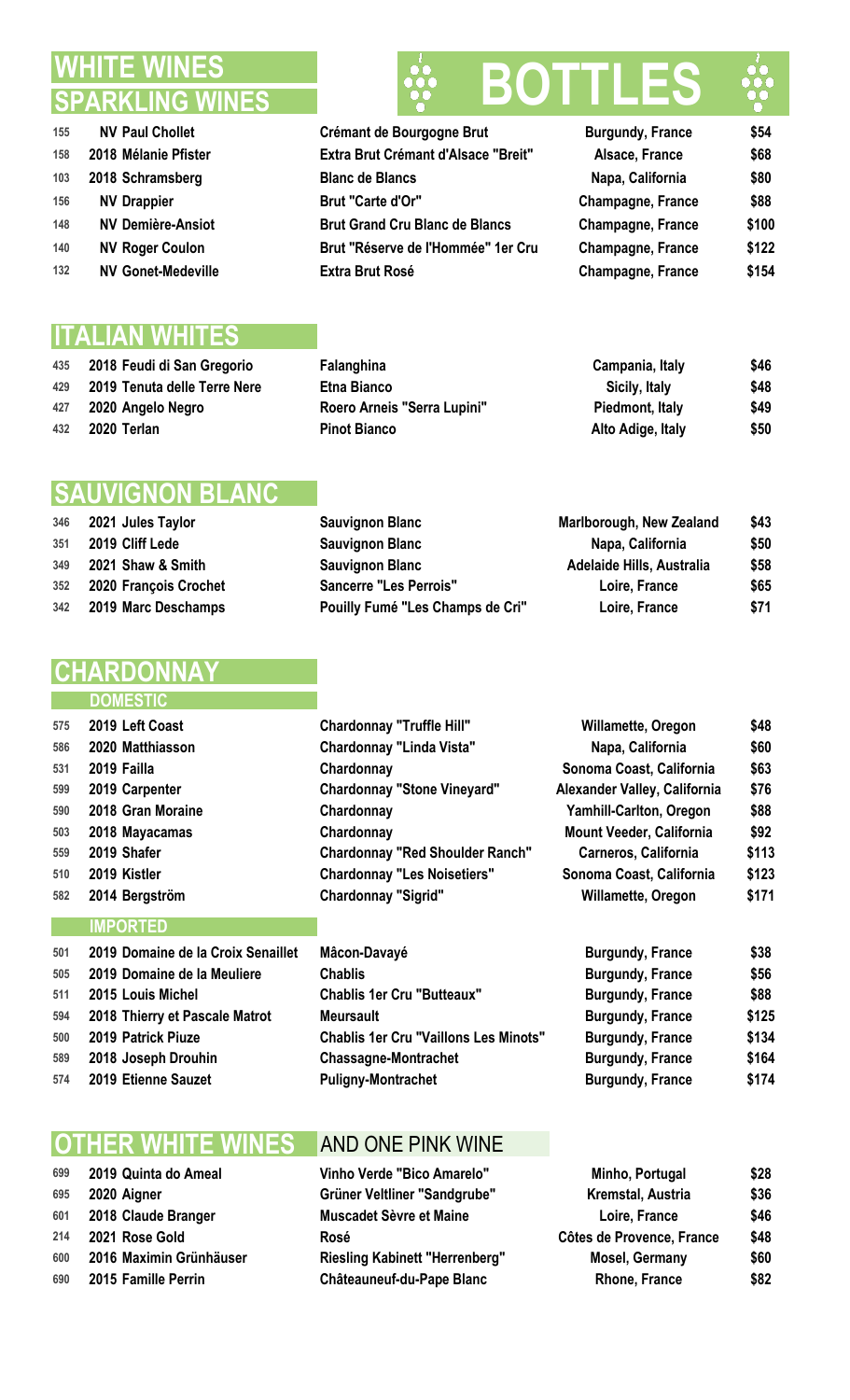# WHITE WINES

# BOTTLES

## SPARKLING WINES

| | | | | |
|---|---|---|---|---|
| 155 | NV Paul Chollet | Crémant de Bourgogne Brut | Burgundy, France | $54 |
| 158 | 2018 Mélanie Pfister | Extra Brut Crémant d'Alsace "Breit" | Alsace, France | $68 |
| 103 | 2018 Schramsberg | Blanc de Blancs | Napa, California | $80 |
| 156 | NV Drappier | Brut "Carte d'Or" | Champagne, France | $88 |
| 148 | NV Demière-Ansiot | Brut Grand Cru Blanc de Blancs | Champagne, France | $100 |
| 140 | NV Roger Coulon | Brut "Réserve de l'Hommée" 1er Cru | Champagne, France | $122 |
| 132 | NV Gonet-Medeville | Extra Brut Rosé | Champagne, France | $154 |

## ITALIAN WHITES

| | | | | |
|---|---|---|---|---|
| 435 | 2018 Feudi di San Gregorio | Falanghina | Campania, Italy | $46 |
| 429 | 2019 Tenuta delle Terre Nere | Etna Bianco | Sicily, Italy | $48 |
| 427 | 2020 Angelo Negro | Roero Arneis "Serra Lupini" | Piedmont, Italy | $49 |
| 432 | 2020 Terlan | Pinot Bianco | Alto Adige, Italy | $50 |

## SAUVIGNON BLANC

| | | | | |
|---|---|---|---|---|
| 346 | 2021 Jules Taylor | Sauvignon Blanc | Marlborough, New Zealand | $43 |
| 351 | 2019 Cliff Lede | Sauvignon Blanc | Napa, California | $50 |
| 349 | 2021 Shaw & Smith | Sauvignon Blanc | Adelaide Hills, Australia | $58 |
| 352 | 2020 François Crochet | Sancerre "Les Perrois" | Loire, France | $65 |
| 342 | 2019 Marc Deschamps | Pouilly Fumé "Les Champs de Cri" | Loire, France | $71 |

## CHARDONNAY

### DOMESTIC

| | | | | |
|---|---|---|---|---|
| 575 | 2019 Left Coast | Chardonnay "Truffle Hill" | Willamette, Oregon | $48 |
| 586 | 2020 Matthiasson | Chardonnay "Linda Vista" | Napa, California | $60 |
| 531 | 2019 Failla | Chardonnay | Sonoma Coast, California | $63 |
| 599 | 2019 Carpenter | Chardonnay "Stone Vineyard" | Alexander Valley, California | $76 |
| 590 | 2018 Gran Moraine | Chardonnay | Yamhill-Carlton, Oregon | $88 |
| 503 | 2018 Mayacamas | Chardonnay | Mount Veeder, California | $92 |
| 559 | 2019 Shafer | Chardonnay "Red Shoulder Ranch" | Carneros, California | $113 |
| 510 | 2019 Kistler | Chardonnay "Les Noisetiers" | Sonoma Coast, California | $123 |
| 582 | 2014 Bergström | Chardonnay "Sigrid" | Willamette, Oregon | $171 |

### IMPORTED

| | | | | |
|---|---|---|---|---|
| 501 | 2019 Domaine de la Croix Senaillet | Mâcon-Davayé | Burgundy, France | $38 |
| 505 | 2019 Domaine de la Meuliere | Chablis | Burgundy, France | $56 |
| 511 | 2015 Louis Michel | Chablis 1er Cru "Butteaux" | Burgundy, France | $88 |
| 594 | 2018 Thierry et Pascale Matrot | Meursault | Burgundy, France | $125 |
| 500 | 2019 Patrick Piuze | Chablis 1er Cru "Vaillons Les Minots" | Burgundy, France | $134 |
| 589 | 2018 Joseph Drouhin | Chassagne-Montrachet | Burgundy, France | $164 |
| 574 | 2019 Etienne Sauzet | Puligny-Montrachet | Burgundy, France | $174 |

## OTHER WHITE WINES AND ONE PINK WINE

| | | | | |
|---|---|---|---|---|
| 699 | 2019 Quinta do Ameal | Vinho Verde "Bico Amarelo" | Minho, Portugal | $28 |
| 695 | 2020 Aigner | Grüner Veltliner "Sandgrube" | Kremstal, Austria | $36 |
| 601 | 2018 Claude Branger | Muscadet Sèvre et Maine | Loire, France | $46 |
| 214 | 2021 Rose Gold | Rosé | Côtes de Provence, France | $48 |
| 600 | 2016 Maximin Grünhäuser | Riesling Kabinett "Herrenberg" | Mosel, Germany | $60 |
| 690 | 2015 Famille Perrin | Châteauneuf-du-Pape Blanc | Rhone, France | $82 |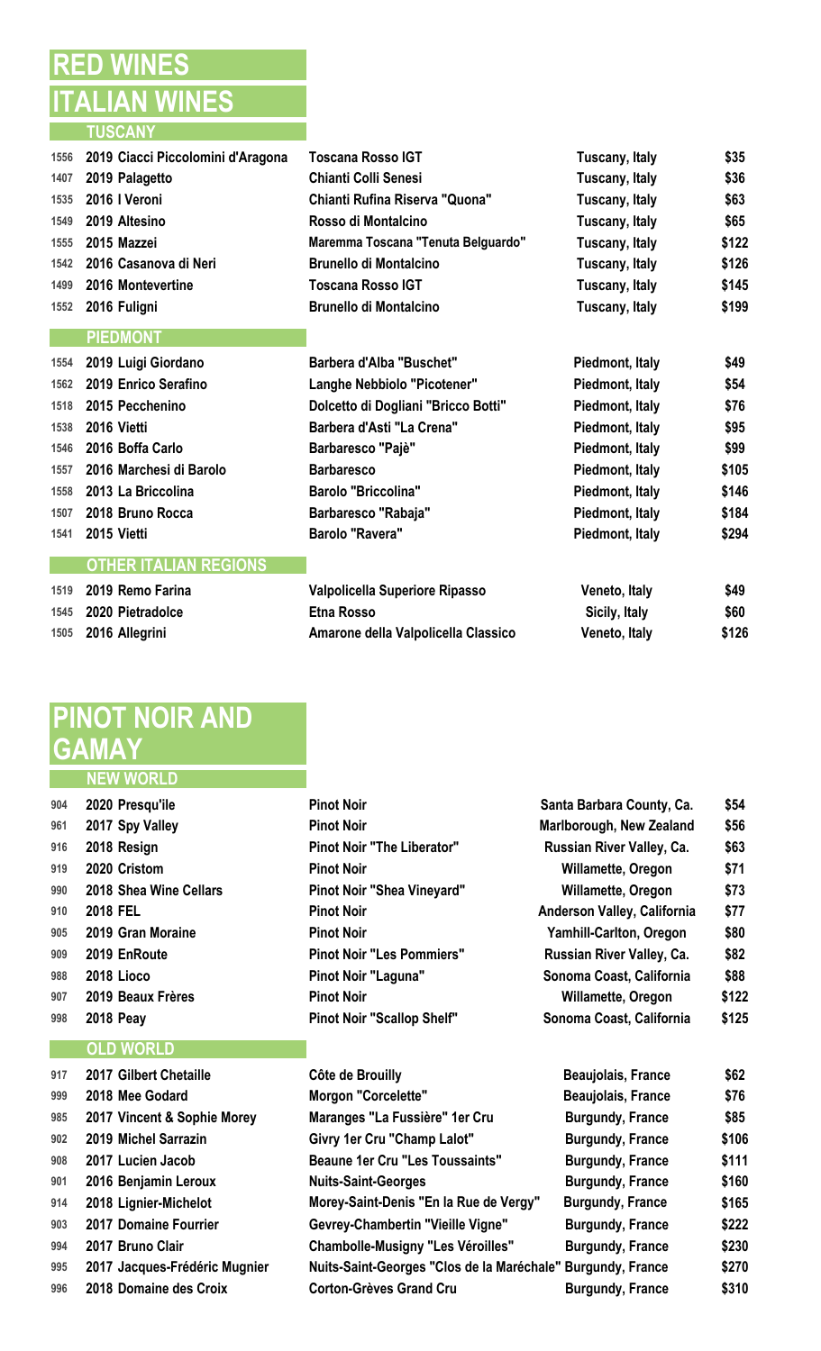# RED WINES

## ITALIAN WINES

### TUSCANY

| | | | | |
|---|---|---|---|---|
| 1556 | 2019 Ciacci Piccolomini d'Aragona | Toscana Rosso IGT | Tuscany, Italy | $35 |
| 1407 | 2019 Palagetto | Chianti Colli Senesi | Tuscany, Italy | $36 |
| 1535 | 2016 I Veroni | Chianti Rufina Riserva "Quona" | Tuscany, Italy | $63 |
| 1549 | 2019 Altesino | Rosso di Montalcino | Tuscany, Italy | $65 |
| 1555 | 2015 Mazzei | Maremma Toscana "Tenuta Belguardo" | Tuscany, Italy | $122 |
| 1542 | 2016 Casanova di Neri | Brunello di Montalcino | Tuscany, Italy | $126 |
| 1499 | 2016 Montevertine | Toscana Rosso IGT | Tuscany, Italy | $145 |
| 1552 | 2016 Fuligni | Brunello di Montalcino | Tuscany, Italy | $199 |

### PIEDMONT

| | | | | |
|---|---|---|---|---|
| 1554 | 2019 Luigi Giordano | Barbera d'Alba "Buschet" | Piedmont, Italy | $49 |
| 1562 | 2019 Enrico Serafino | Langhe Nebbiolo "Picotener" | Piedmont, Italy | $54 |
| 1518 | 2015 Pecchenino | Dolcetto di Dogliani "Bricco Botti" | Piedmont, Italy | $76 |
| 1538 | 2016 Vietti | Barbera d'Asti "La Crena" | Piedmont, Italy | $95 |
| 1546 | 2016 Boffa Carlo | Barbaresco "Pajè" | Piedmont, Italy | $99 |
| 1557 | 2016 Marchesi di Barolo | Barbaresco | Piedmont, Italy | $105 |
| 1558 | 2013 La Briccolina | Barolo "Briccolina" | Piedmont, Italy | $146 |
| 1507 | 2018 Bruno Rocca | Barbaresco "Rabaja" | Piedmont, Italy | $184 |
| 1541 | 2015 Vietti | Barolo "Ravera" | Piedmont, Italy | $294 |

### OTHER ITALIAN REGIONS

| | | | | |
|---|---|---|---|---|
| 1519 | 2019 Remo Farina | Valpolicella Superiore Ripasso | Veneto, Italy | $49 |
| 1545 | 2020 Pietradolce | Etna Rosso | Sicily, Italy | $60 |
| 1505 | 2016 Allegrini | Amarone della Valpolicella Classico | Veneto, Italy | $126 |

## PINOT NOIR AND GAMAY

### NEW WORLD

| | | | | |
|---|---|---|---|---|
| 904 | 2020 Presqu'ile | Pinot Noir | Santa Barbara County, Ca. | $54 |
| 961 | 2017 Spy Valley | Pinot Noir | Marlborough, New Zealand | $56 |
| 916 | 2018 Resign | Pinot Noir "The Liberator" | Russian River Valley, Ca. | $63 |
| 919 | 2020 Cristom | Pinot Noir | Willamette, Oregon | $71 |
| 990 | 2018 Shea Wine Cellars | Pinot Noir "Shea Vineyard" | Willamette, Oregon | $73 |
| 910 | 2018 FEL | Pinot Noir | Anderson Valley, California | $77 |
| 905 | 2019 Gran Moraine | Pinot Noir | Yamhill-Carlton, Oregon | $80 |
| 909 | 2019 EnRoute | Pinot Noir "Les Pommiers" | Russian River Valley, Ca. | $82 |
| 988 | 2018 Lioco | Pinot Noir "Laguna" | Sonoma Coast, California | $88 |
| 907 | 2019 Beaux Frères | Pinot Noir | Willamette, Oregon | $122 |
| 998 | 2018 Peay | Pinot Noir "Scallop Shelf" | Sonoma Coast, California | $125 |

### OLD WORLD

| | | | | |
|---|---|---|---|---|
| 917 | 2017 Gilbert Chetaille | Côte de Brouilly | Beaujolais, France | $62 |
| 999 | 2018 Mee Godard | Morgon "Corcelette" | Beaujolais, France | $76 |
| 985 | 2017 Vincent & Sophie Morey | Maranges "La Fussière" 1er Cru | Burgundy, France | $85 |
| 902 | 2019 Michel Sarrazin | Givry 1er Cru "Champ Lalot" | Burgundy, France | $106 |
| 908 | 2017 Lucien Jacob | Beaune 1er Cru "Les Toussaints" | Burgundy, France | $111 |
| 901 | 2016 Benjamin Leroux | Nuits-Saint-Georges | Burgundy, France | $160 |
| 914 | 2018 Lignier-Michelot | Morey-Saint-Denis "En la Rue de Vergy" | Burgundy, France | $165 |
| 903 | 2017 Domaine Fourrier | Gevrey-Chambertin "Vieille Vigne" | Burgundy, France | $222 |
| 994 | 2017 Bruno Clair | Chambolle-Musigny "Les Véroilles" | Burgundy, France | $230 |
| 995 | 2017 Jacques-Frédéric Mugnier | Nuits-Saint-Georges "Clos de la Maréchale" | Burgundy, France | $270 |
| 996 | 2018 Domaine des Croix | Corton-Grèves Grand Cru | Burgundy, France | $310 |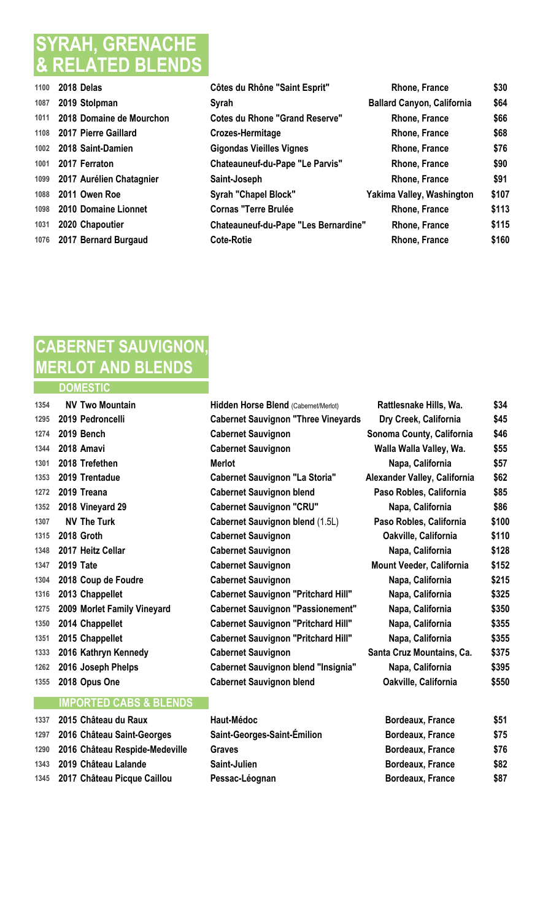# SYRAH, GRENACHE & RELATED BLENDS

| | | | | |
|---|---|---|---|---|
| 1100 | 2018 Delas | Côtes du Rhône "Saint Esprit" | Rhone, France | $30 |
| 1087 | 2019 Stolpman | Syrah | Ballard Canyon, California | $64 |
| 1011 | 2018 Domaine de Mourchon | Cotes du Rhone "Grand Reserve" | Rhone, France | $66 |
| 1108 | 2017 Pierre Gaillard | Crozes-Hermitage | Rhone, France | $68 |
| 1002 | 2018 Saint-Damien | Gigondas Vieilles Vignes | Rhone, France | $76 |
| 1001 | 2017 Ferraton | Chateauneuf-du-Pape "Le Parvis" | Rhone, France | $90 |
| 1099 | 2017 Aurélien Chatagnier | Saint-Joseph | Rhone, France | $91 |
| 1088 | 2011 Owen Roe | Syrah "Chapel Block" | Yakima Valley, Washington | $107 |
| 1098 | 2010 Domaine Lionnet | Cornas "Terre Brulée | Rhone, France | $113 |
| 1031 | 2020 Chapoutier | Chateauneuf-du-Pape "Les Bernardine" | Rhone, France | $115 |
| 1076 | 2017 Bernard Burgaud | Cote-Rotie | Rhone, France | $160 |

# CABERNET SAUVIGNON, MERLOT AND BLENDS

## DOMESTIC

| | | | | |
|---|---|---|---|---|
| 1354 | NV Two Mountain | Hidden Horse Blend (Cabernet/Merlot) | Rattlesnake Hills, Wa. | $34 |
| 1295 | 2019 Pedroncelli | Cabernet Sauvignon "Three Vineyards | Dry Creek, California | $45 |
| 1274 | 2019 Bench | Cabernet Sauvignon | Sonoma County, California | $46 |
| 1344 | 2018 Amavi | Cabernet Sauvignon | Walla Walla Valley, Wa. | $55 |
| 1301 | 2018 Trefethen | Merlot | Napa, California | $57 |
| 1353 | 2019 Trentadue | Cabernet Sauvignon "La Storia" | Alexander Valley, California | $62 |
| 1272 | 2019 Treana | Cabernet Sauvignon blend | Paso Robles, California | $85 |
| 1352 | 2018 Vineyard 29 | Cabernet Sauvignon "CRU" | Napa, California | $86 |
| 1307 | NV The Turk | Cabernet Sauvignon blend (1.5L) | Paso Robles, California | $100 |
| 1315 | 2018 Groth | Cabernet Sauvignon | Oakville, California | $110 |
| 1348 | 2017 Heitz Cellar | Cabernet Sauvignon | Napa, California | $128 |
| 1347 | 2019 Tate | Cabernet Sauvignon | Mount Veeder, California | $152 |
| 1304 | 2018 Coup de Foudre | Cabernet Sauvignon | Napa, California | $215 |
| 1316 | 2013 Chappellet | Cabernet Sauvignon "Pritchard Hill" | Napa, California | $325 |
| 1275 | 2009 Morlet Family Vineyard | Cabernet Sauvignon "Passionement" | Napa, California | $350 |
| 1350 | 2014 Chappellet | Cabernet Sauvignon "Pritchard Hill" | Napa, California | $355 |
| 1351 | 2015 Chappellet | Cabernet Sauvignon "Pritchard Hill" | Napa, California | $355 |
| 1333 | 2016 Kathryn Kennedy | Cabernet Sauvignon | Santa Cruz Mountains, Ca. | $375 |
| 1262 | 2016 Joseph Phelps | Cabernet Sauvignon blend "Insignia" | Napa, California | $395 |
| 1355 | 2018 Opus One | Cabernet Sauvignon blend | Oakville, California | $550 |

## IMPORTED CABS & BLENDS

| | | | | |
|---|---|---|---|---|
| 1337 | 2015 Château du Raux | Haut-Médoc | Bordeaux, France | $51 |
| 1297 | 2016 Château Saint-Georges | Saint-Georges-Saint-Émilion | Bordeaux, France | $75 |
| 1290 | 2016 Château Respide-Medeville | Graves | Bordeaux, France | $76 |
| 1343 | 2019 Château Lalande | Saint-Julien | Bordeaux, France | $82 |
| 1345 | 2017 Château Picque Caillou | Pessac-Léognan | Bordeaux, France | $87 |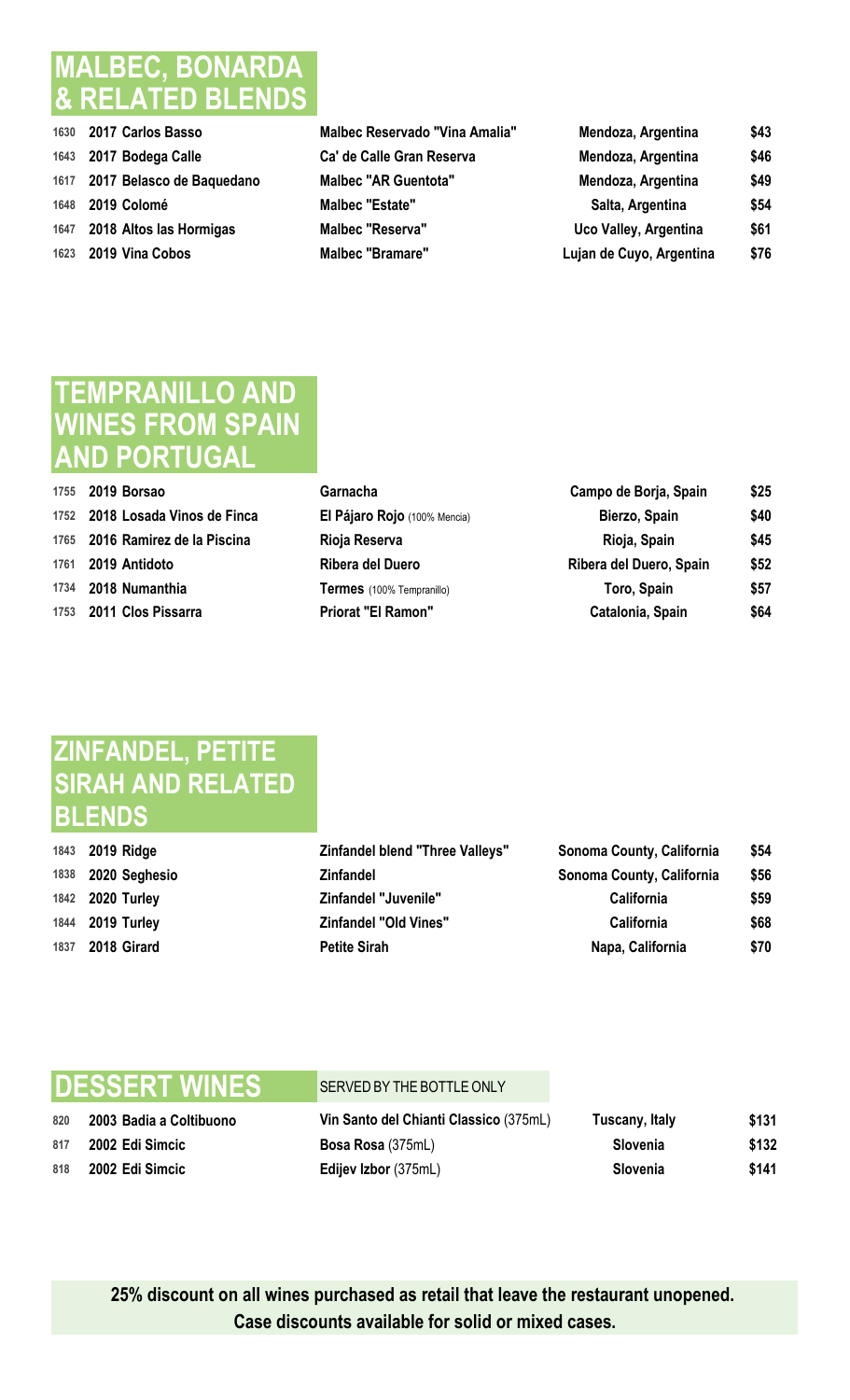## MALBEC, BONARDA & RELATED BLENDS

| | | | | |
|---|---|---|---|---|
| 1630 | 2017 Carlos Basso | Malbec Reservado "Vina Amalia" | Mendoza, Argentina | $43 |
| 1643 | 2017 Bodega Calle | Ca' de Calle Gran Reserva | Mendoza, Argentina | $46 |
| 1617 | 2017 Belasco de Baquedano | Malbec "AR Guentota" | Mendoza, Argentina | $49 |
| 1648 | 2019 Colomé | Malbec "Estate" | Salta, Argentina | $54 |
| 1647 | 2018 Altos las Hormigas | Malbec "Reserva" | Uco Valley, Argentina | $61 |
| 1623 | 2019 Vina Cobos | Malbec "Bramare" | Lujan de Cuyo, Argentina | $76 |

## TEMPRANILLO AND WINES FROM SPAIN AND PORTUGAL

| | | | | |
|---|---|---|---|---|
| 1755 | 2019 Borsao | Garnacha | Campo de Borja, Spain | $25 |
| 1752 | 2018 Losada Vinos de Finca | El Pájaro Rojo (100% Mencia) | Bierzo, Spain | $40 |
| 1765 | 2016 Ramirez de la Piscina | Rioja Reserva | Rioja, Spain | $45 |
| 1761 | 2019 Antidoto | Ribera del Duero | Ribera del Duero, Spain | $52 |
| 1734 | 2018 Numanthia | Termes (100% Tempranillo) | Toro, Spain | $57 |
| 1753 | 2011 Clos Pissarra | Priorat "El Ramon" | Catalonia, Spain | $64 |

## ZINFANDEL, PETITE SIRAH AND RELATED BLENDS

| | | | | |
|---|---|---|---|---|
| 1843 | 2019 Ridge | Zinfandel blend "Three Valleys" | Sonoma County, California | $54 |
| 1838 | 2020 Seghesio | Zinfandel | Sonoma County, California | $56 |
| 1842 | 2020 Turley | Zinfandel "Juvenile" | California | $59 |
| 1844 | 2019 Turley | Zinfandel "Old Vines" | California | $68 |
| 1837 | 2018 Girard | Petite Sirah | Napa, California | $70 |

## DESSERT WINES

SERVED BY THE BOTTLE ONLY

| | | | | |
|---|---|---|---|---|
| 820 | 2003 Badia a Coltibuono | Vin Santo del Chianti Classico (375mL) | Tuscany, Italy | $131 |
| 817 | 2002 Edi Simcic | Bosa Rosa (375mL) | Slovenia | $132 |
| 818 | 2002 Edi Simcic | Edijev Izbor (375mL) | Slovenia | $141 |

**25% discount on all wines purchased as retail that leave the restaurant unopened.**
**Case discounts available for solid or mixed cases.**